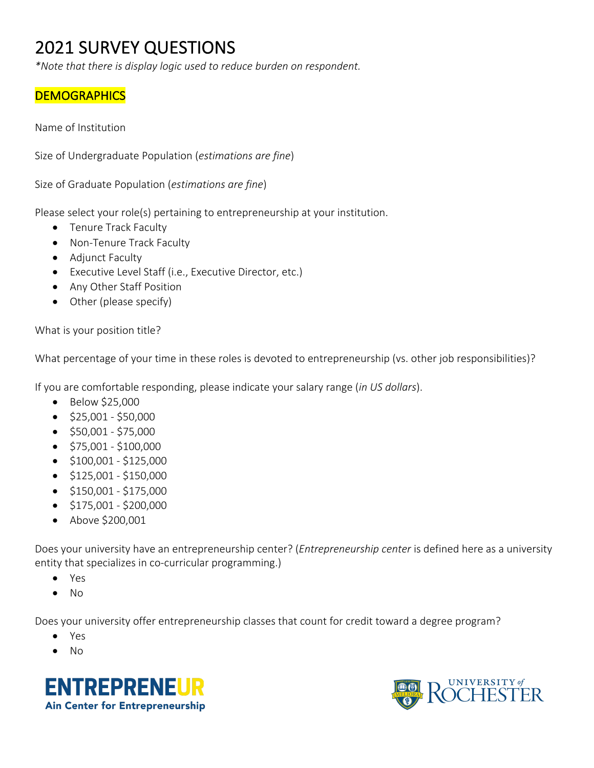# 2021 SURVEY QUESTIONS

*\*Note that there is display logic used to reduce burden on respondent.*

## DEMOGRAPHICS

Name of Institution

Size of Undergraduate Population (*estimations are fine*)

Size of Graduate Population (*estimations are fine*)

Please select your role(s) pertaining to entrepreneurship at your institution.

- Tenure Track Faculty
- Non-Tenure Track Faculty
- Adjunct Faculty
- Executive Level Staff (i.e., Executive Director, etc.)
- Any Other Staff Position
- Other (please specify)

What is your position title?

What percentage of your time in these roles is devoted to entrepreneurship (vs. other job responsibilities)?

If you are comfortable responding, please indicate your salary range (*in US dollars*).

- Below $25,000
- $25,001 - $50,000
- $50,001 - $75,000
- $75,001 - $100,000
- $100,001 - $125,000
- $125,001 - $150,000
- $150,001 - $175,000
- $175,001 - $200,000
- Above $200,001

Does your university have an entrepreneurship center? (*Entrepreneurship center* is defined here as a university entity that specializes in co-curricular programming.)

- Yes
- No

Does your university offer entrepreneurship classes that count for credit toward a degree program?

- Yes
- No

ENTREPRENEUR
Ain Center for Entrepreneurship

UNIVERSITY of ROCHESTER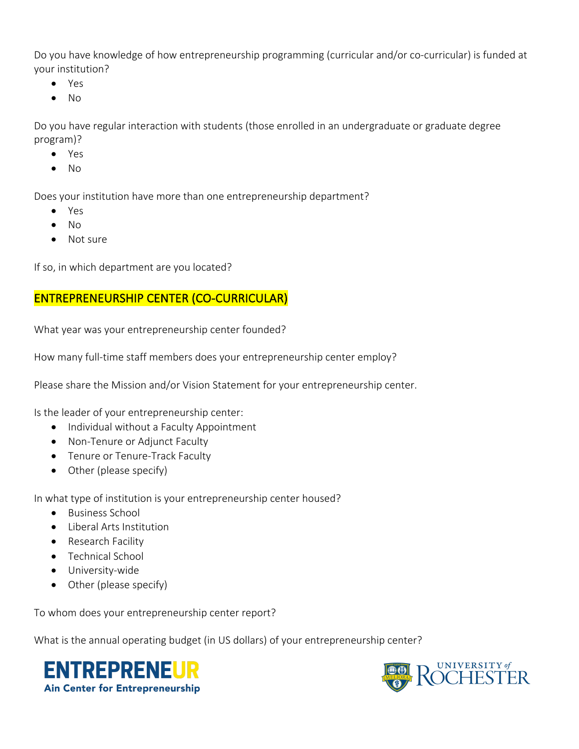Do you have knowledge of how entrepreneurship programming (curricular and/or co-curricular) is funded at your institution?

- Yes
- No

Do you have regular interaction with students (those enrolled in an undergraduate or graduate degree program)?

- Yes
- No

Does your institution have more than one entrepreneurship department?

- Yes
- No
- Not sure

If so, in which department are you located?

## ENTREPRENEURSHIP CENTER (CO-CURRICULAR)

What year was your entrepreneurship center founded?

How many full-time staff members does your entrepreneurship center employ?

Please share the Mission and/or Vision Statement for your entrepreneurship center.

Is the leader of your entrepreneurship center:

- Individual without a Faculty Appointment
- Non-Tenure or Adjunct Faculty
- Tenure or Tenure-Track Faculty
- Other (please specify)

In what type of institution is your entrepreneurship center housed?

- Business School
- Liberal Arts Institution
- Research Facility
- Technical School
- University-wide
- Other (please specify)

To whom does your entrepreneurship center report?

What is the annual operating budget (in US dollars) of your entrepreneurship center?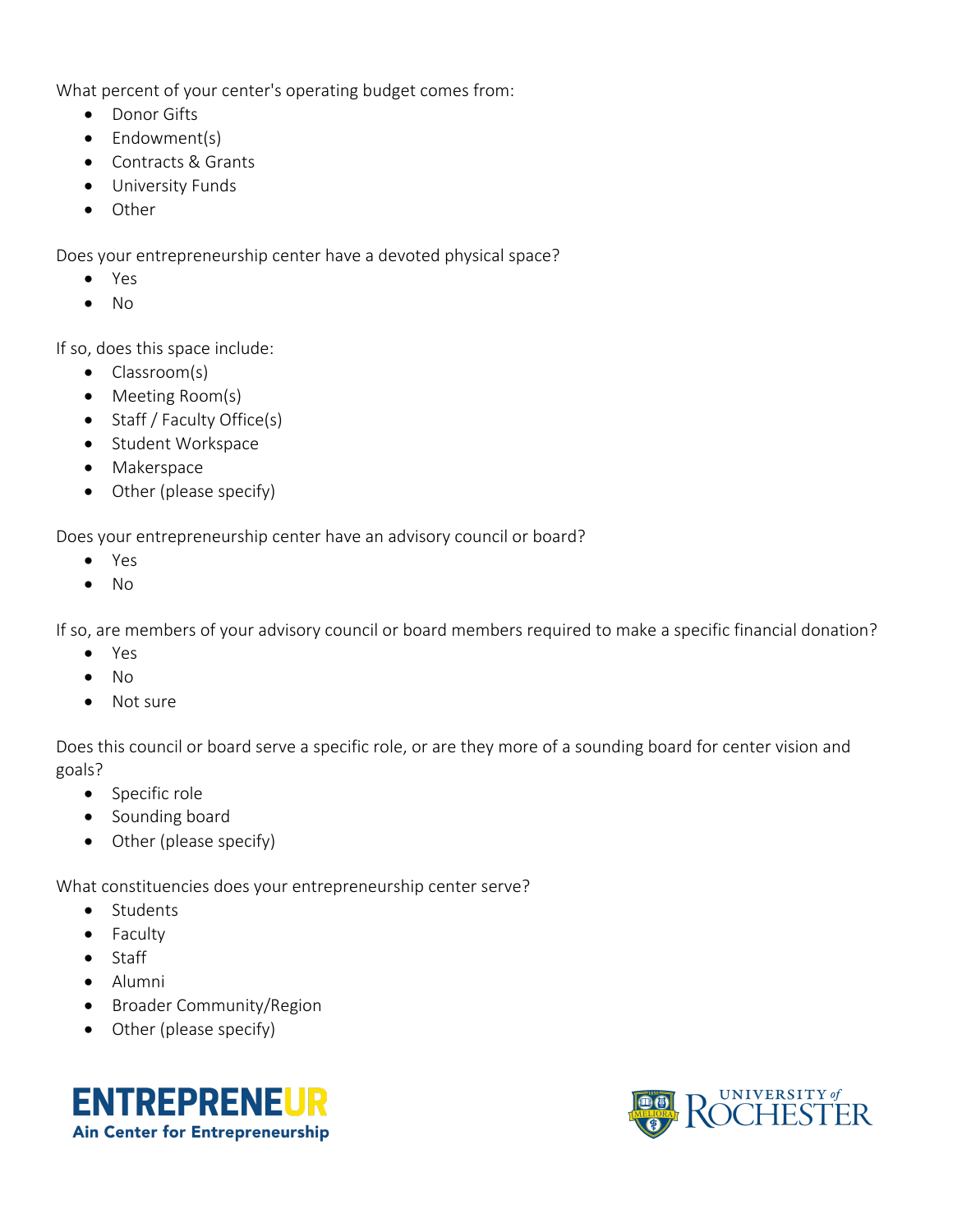What percent of your center's operating budget comes from:

- Donor Gifts
- Endowment(s)
- Contracts & Grants
- University Funds
- Other

Does your entrepreneurship center have a devoted physical space?

- Yes
- No

If so, does this space include:

- Classroom(s)
- Meeting Room(s)
- Staff / Faculty Office(s)
- Student Workspace
- Makerspace
- Other (please specify)

Does your entrepreneurship center have an advisory council or board?

- Yes
- No

If so, are members of your advisory council or board members required to make a specific financial donation?

- Yes
- No
- Not sure

Does this council or board serve a specific role, or are they more of a sounding board for center vision and goals?

- Specific role
- Sounding board
- Other (please specify)

What constituencies does your entrepreneurship center serve?

- Students
- Faculty
- Staff
- Alumni
- Broader Community/Region
- Other (please specify)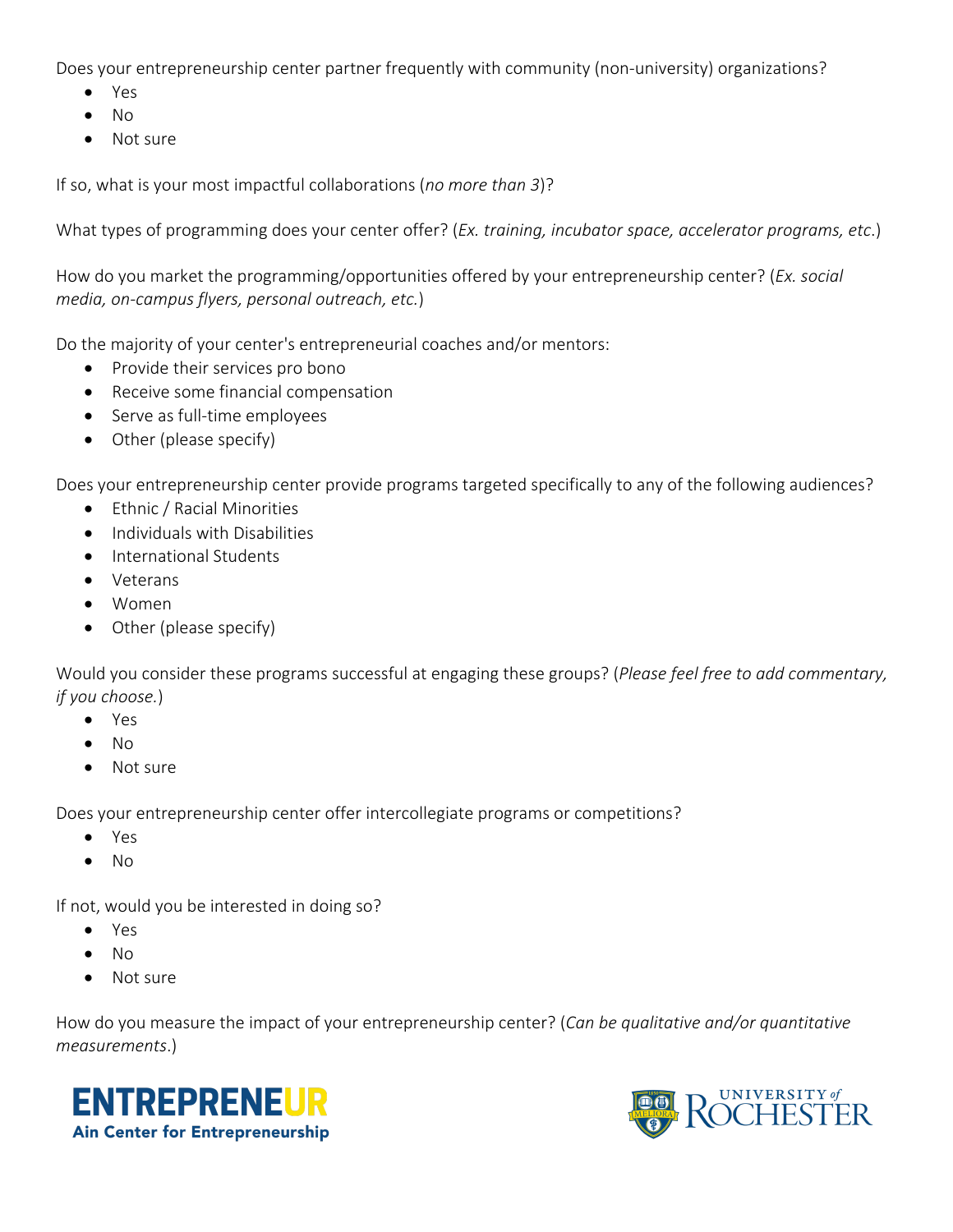Does your entrepreneurship center partner frequently with community (non-university) organizations?

- Yes
- No
- Not sure

If so, what is your most impactful collaborations (*no more than 3*)?

What types of programming does your center offer? (*Ex. training, incubator space, accelerator programs, etc*.)

How do you market the programming/opportunities offered by your entrepreneurship center? (*Ex. social media, on-campus flyers, personal outreach, etc.*)

Do the majority of your center's entrepreneurial coaches and/or mentors:

- Provide their services pro bono
- Receive some financial compensation
- Serve as full-time employees
- Other (please specify)

Does your entrepreneurship center provide programs targeted specifically to any of the following audiences?

- Ethnic / Racial Minorities
- Individuals with Disabilities
- International Students
- Veterans
- Women
- Other (please specify)

Would you consider these programs successful at engaging these groups? (*Please feel free to add commentary, if you choose.*)

- Yes
- No
- Not sure

Does your entrepreneurship center offer intercollegiate programs or competitions?

- Yes
- No

If not, would you be interested in doing so?

- Yes
- No
- Not sure

How do you measure the impact of your entrepreneurship center? (*Can be qualitative and/or quantitative measurements*.)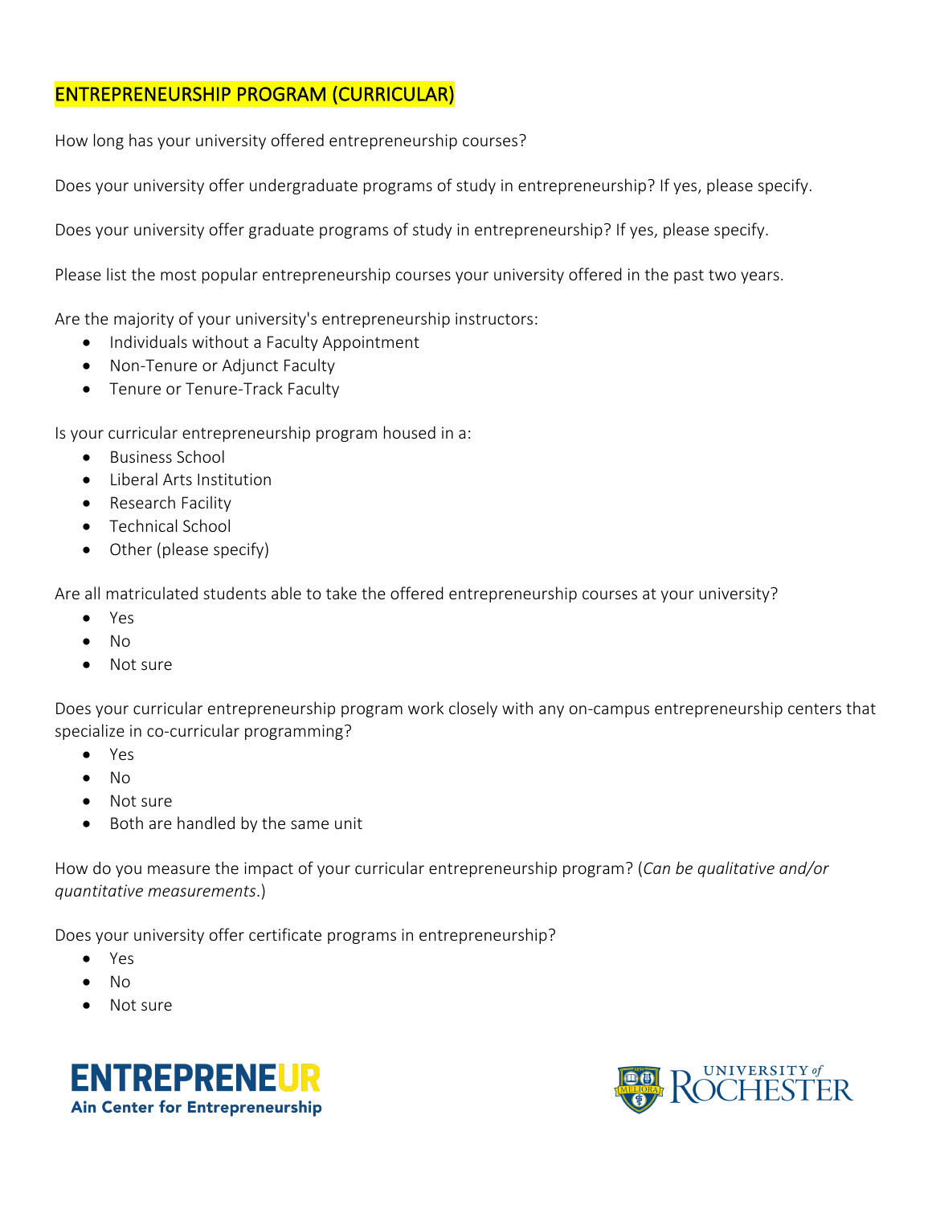## ENTREPRENEURSHIP PROGRAM (CURRICULAR)

How long has your university offered entrepreneurship courses?

Does your university offer undergraduate programs of study in entrepreneurship? If yes, please specify.

Does your university offer graduate programs of study in entrepreneurship? If yes, please specify.

Please list the most popular entrepreneurship courses your university offered in the past two years.

Are the majority of your university's entrepreneurship instructors:

- Individuals without a Faculty Appointment
- Non-Tenure or Adjunct Faculty
- Tenure or Tenure-Track Faculty

Is your curricular entrepreneurship program housed in a:

- Business School
- Liberal Arts Institution
- Research Facility
- Technical School
- Other (please specify)

Are all matriculated students able to take the offered entrepreneurship courses at your university?

- Yes
- No
- Not sure

Does your curricular entrepreneurship program work closely with any on-campus entrepreneurship centers that specialize in co-curricular programming?

- Yes
- No
- Not sure
- Both are handled by the same unit

How do you measure the impact of your curricular entrepreneurship program? (*Can be qualitative and/or quantitative measurements*.)

Does your university offer certificate programs in entrepreneurship?

- Yes
- No
- Not sure

ENTREPRENEUR
Ain Center for Entrepreneurship

UNIVERSITY of ROCHESTER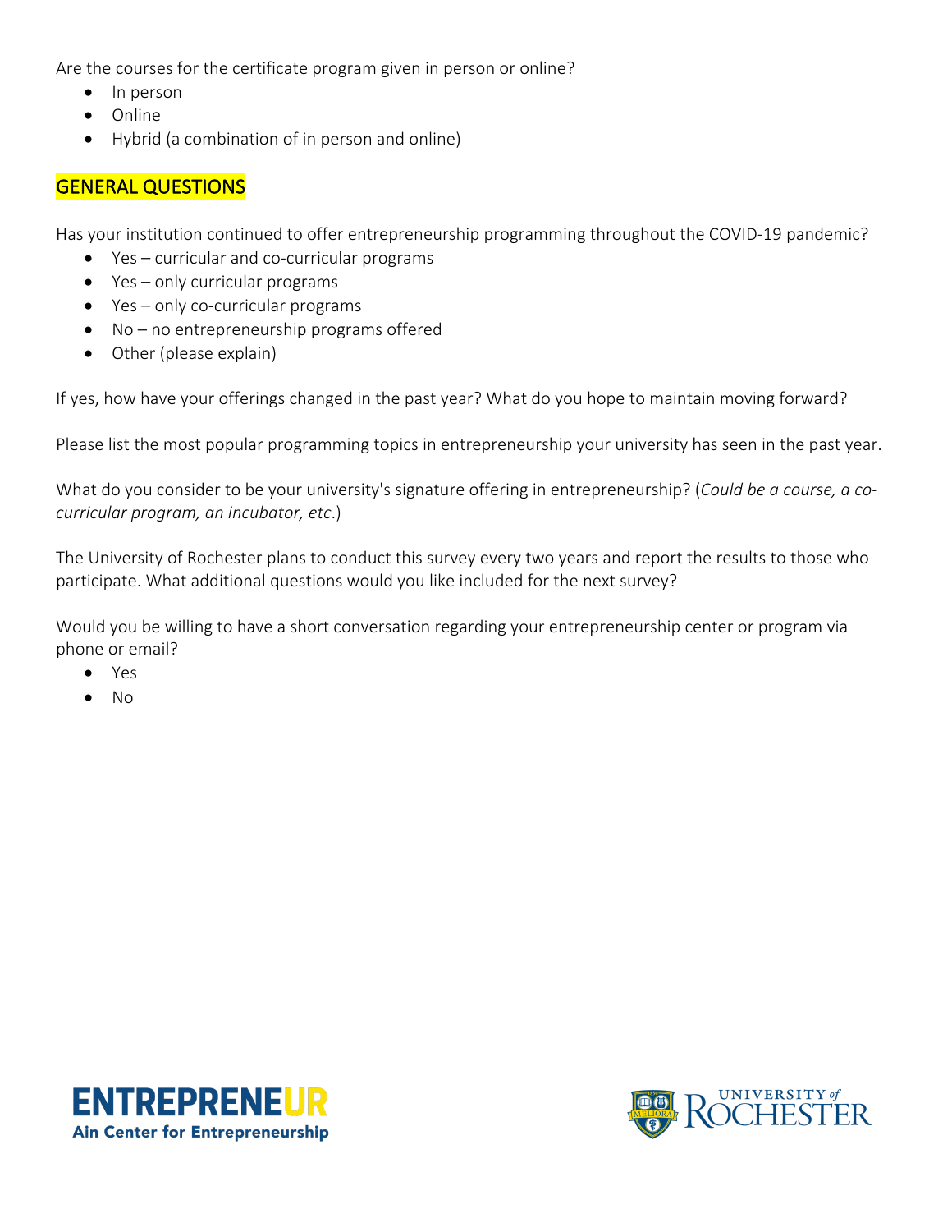Are the courses for the certificate program given in person or online?

- In person
- Online
- Hybrid (a combination of in person and online)

## GENERAL QUESTIONS

Has your institution continued to offer entrepreneurship programming throughout the COVID-19 pandemic?

- Yes – curricular and co-curricular programs
- Yes – only curricular programs
- Yes – only co-curricular programs
- No – no entrepreneurship programs offered
- Other (please explain)

If yes, how have your offerings changed in the past year? What do you hope to maintain moving forward?

Please list the most popular programming topics in entrepreneurship your university has seen in the past year.

What do you consider to be your university's signature offering in entrepreneurship? (*Could be a course, a co-curricular program, an incubator, etc*.)

The University of Rochester plans to conduct this survey every two years and report the results to those who participate. What additional questions would you like included for the next survey?

Would you be willing to have a short conversation regarding your entrepreneurship center or program via phone or email?

- Yes
- No